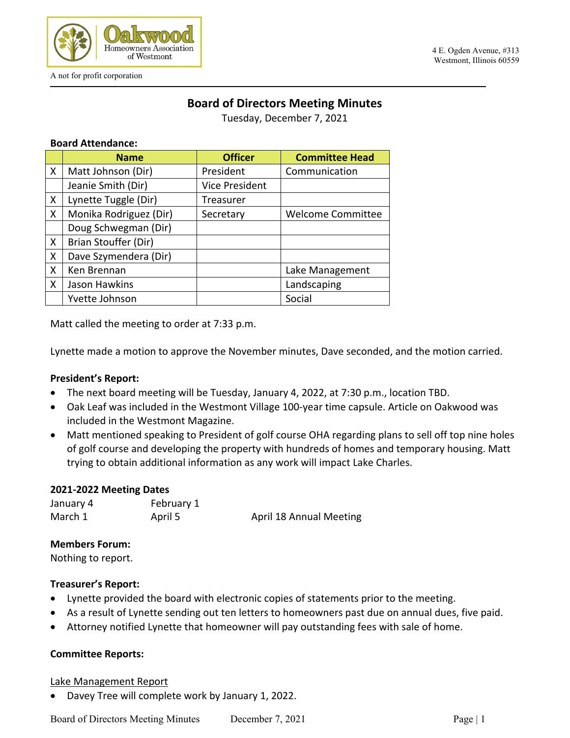Oakwood Homeowners Association of Westmont

A not for profit corporation

4 E. Ogden Avenue, #313
Westmont, Illinois 60559

# Board of Directors Meeting Minutes

Tuesday, December 7, 2021

**Board Attendance:**

| | Name | Officer | Committee Head |
|---|---|---|---|
| X | Matt Johnson (Dir) | President | Communication |
| | Jeanie Smith (Dir) | Vice President | |
| X | Lynette Tuggle (Dir) | Treasurer | |
| X | Monika Rodriguez (Dir) | Secretary | Welcome Committee |
| | Doug Schwegman (Dir) | | |
| X | Brian Stouffer (Dir) | | |
| X | Dave Szymendera (Dir) | | |
| X | Ken Brennan | | Lake Management |
| X | Jason Hawkins | | Landscaping |
| | Yvette Johnson | | Social |

Matt called the meeting to order at 7:33 p.m.

Lynette made a motion to approve the November minutes, Dave seconded, and the motion carried.

**President's Report:**

- The next board meeting will be Tuesday, January 4, 2022, at 7:30 p.m., location TBD.
- Oak Leaf was included in the Westmont Village 100-year time capsule. Article on Oakwood was included in the Westmont Magazine.
- Matt mentioned speaking to President of golf course OHA regarding plans to sell off top nine holes of golf course and developing the property with hundreds of homes and temporary housing. Matt trying to obtain additional information as any work will impact Lake Charles.

**2021-2022 Meeting Dates**

| | | |
|---|---|---|
| January 4 | February 1 | |
| March 1 | April 5 | April 18 Annual Meeting |

**Members Forum:**

Nothing to report.

**Treasurer's Report:**

- Lynette provided the board with electronic copies of statements prior to the meeting.
- As a result of Lynette sending out ten letters to homeowners past due on annual dues, five paid.
- Attorney notified Lynette that homeowner will pay outstanding fees with sale of home.

**Committee Reports:**

Lake Management Report

- Davey Tree will complete work by January 1, 2022.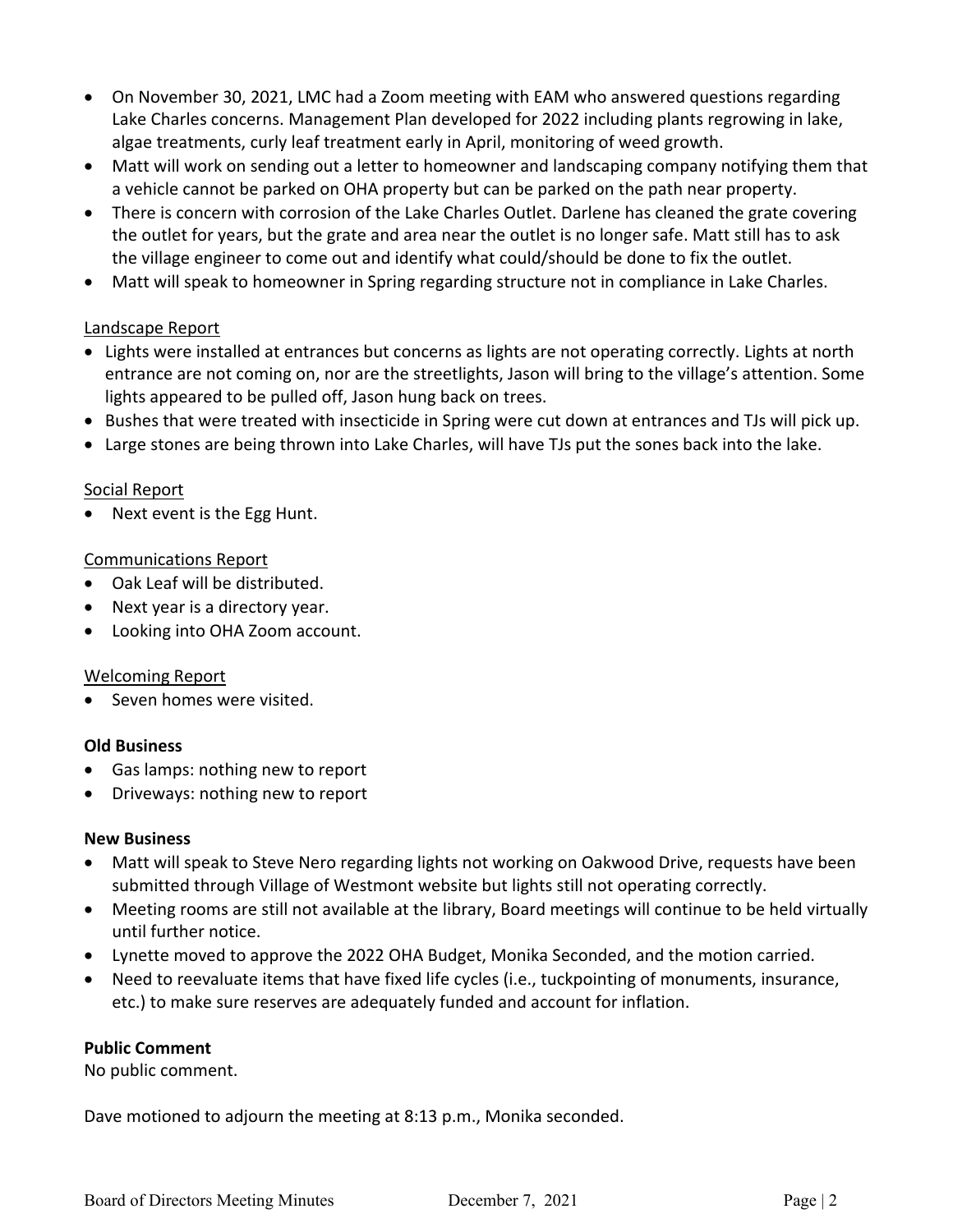- On November 30, 2021, LMC had a Zoom meeting with EAM who answered questions regarding Lake Charles concerns. Management Plan developed for 2022 including plants regrowing in lake, algae treatments, curly leaf treatment early in April, monitoring of weed growth.
- Matt will work on sending out a letter to homeowner and landscaping company notifying them that a vehicle cannot be parked on OHA property but can be parked on the path near property.
- There is concern with corrosion of the Lake Charles Outlet. Darlene has cleaned the grate covering the outlet for years, but the grate and area near the outlet is no longer safe. Matt still has to ask the village engineer to come out and identify what could/should be done to fix the outlet.
- Matt will speak to homeowner in Spring regarding structure not in compliance in Lake Charles.

<u>Landscape Report</u>

- Lights were installed at entrances but concerns as lights are not operating correctly. Lights at north entrance are not coming on, nor are the streetlights, Jason will bring to the village's attention. Some lights appeared to be pulled off, Jason hung back on trees.
- Bushes that were treated with insecticide in Spring were cut down at entrances and TJs will pick up.
- Large stones are being thrown into Lake Charles, will have TJs put the sones back into the lake.

<u>Social Report</u>

- Next event is the Egg Hunt.

<u>Communications Report</u>

- Oak Leaf will be distributed.
- Next year is a directory year.
- Looking into OHA Zoom account.

<u>Welcoming Report</u>

- Seven homes were visited.

**Old Business**

- Gas lamps: nothing new to report
- Driveways: nothing new to report

**New Business**

- Matt will speak to Steve Nero regarding lights not working on Oakwood Drive, requests have been submitted through Village of Westmont website but lights still not operating correctly.
- Meeting rooms are still not available at the library, Board meetings will continue to be held virtually until further notice.
- Lynette moved to approve the 2022 OHA Budget, Monika Seconded, and the motion carried.
- Need to reevaluate items that have fixed life cycles (i.e., tuckpointing of monuments, insurance, etc.) to make sure reserves are adequately funded and account for inflation.

**Public Comment**

No public comment.

Dave motioned to adjourn the meeting at 8:13 p.m., Monika seconded.